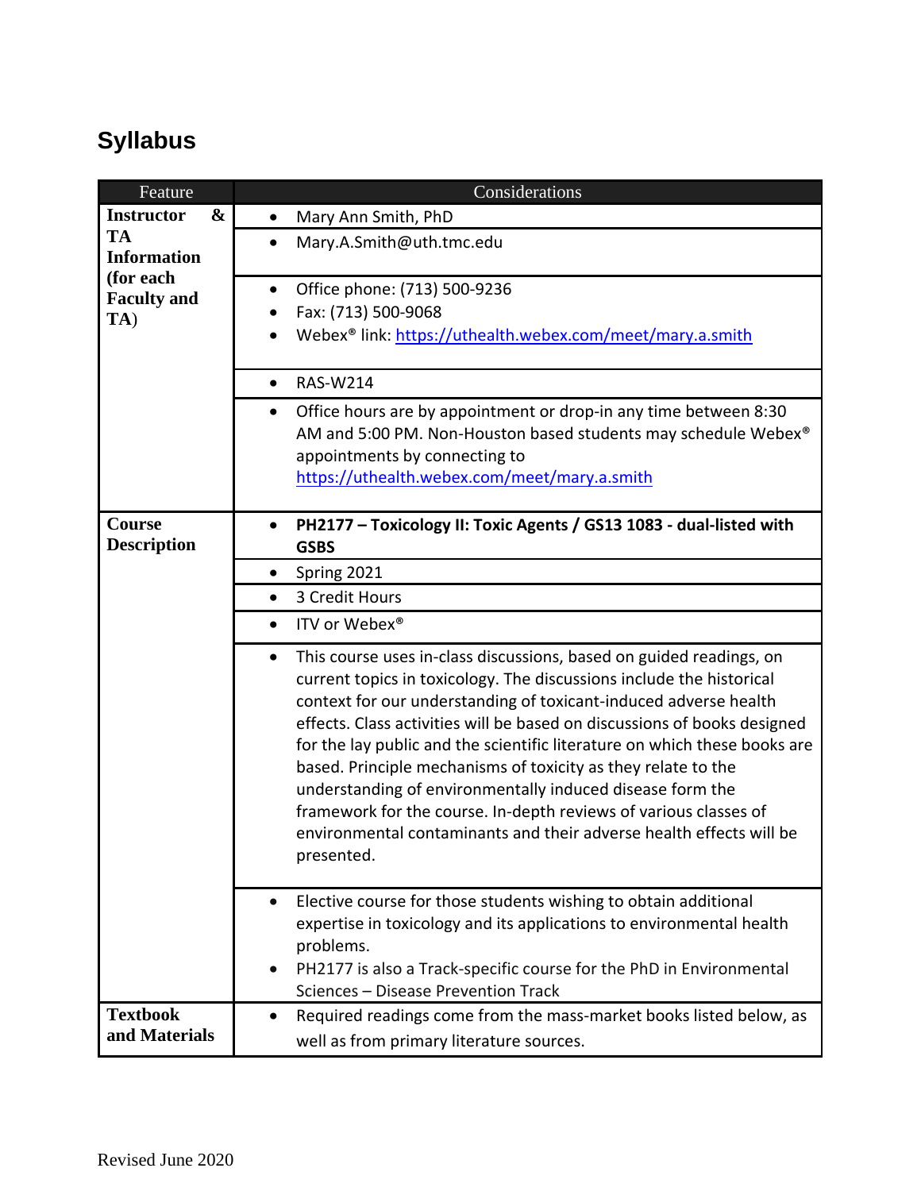# Syllabus

| Feature | Considerations |
|---|---|
| **Instructor & TA Information (for each Faculty and TA)** | • Mary Ann Smith, PhD |
| | • Mary.A.Smith@uth.tmc.edu |
| | • Office phone: (713) 500-9236<br>• Fax: (713) 500-9068<br>• Webex® link: https://uthealth.webex.com/meet/mary.a.smith |
| | • RAS-W214 |
| | • Office hours are by appointment or drop-in any time between 8:30 AM and 5:00 PM. Non-Houston based students may schedule Webex® appointments by connecting to https://uthealth.webex.com/meet/mary.a.smith |
| **Course Description** | • **PH2177 – Toxicology II: Toxic Agents / GS13 1083 - dual-listed with GSBS** |
| | • Spring 2021 |
| | • 3 Credit Hours |
| | • ITV or Webex® |
| | • This course uses in-class discussions, based on guided readings, on current topics in toxicology. The discussions include the historical context for our understanding of toxicant-induced adverse health effects. Class activities will be based on discussions of books designed for the lay public and the scientific literature on which these books are based. Principle mechanisms of toxicity as they relate to the understanding of environmentally induced disease form the framework for the course. In-depth reviews of various classes of environmental contaminants and their adverse health effects will be presented. |
| | • Elective course for those students wishing to obtain additional expertise in toxicology and its applications to environmental health problems.<br>• PH2177 is also a Track-specific course for the PhD in Environmental Sciences – Disease Prevention Track |
| **Textbook and Materials** | • Required readings come from the mass-market books listed below, as well as from primary literature sources. |

Revised June 2020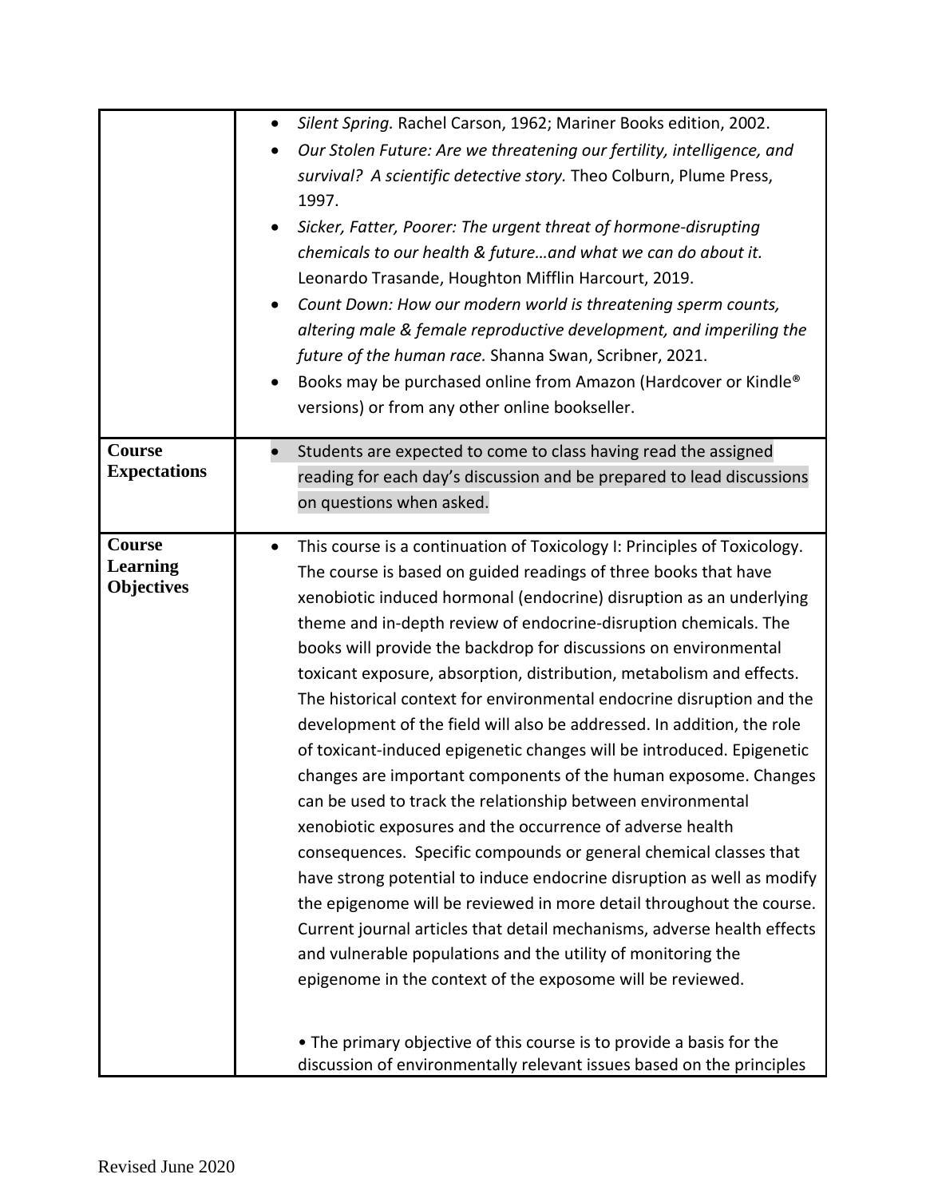| | |
|---|---|
| | • *Silent Spring.* Rachel Carson, 1962; Mariner Books edition, 2002.<br>• *Our Stolen Future: Are we threatening our fertility, intelligence, and survival? A scientific detective story.* Theo Colburn, Plume Press, 1997.<br>• *Sicker, Fatter, Poorer: The urgent threat of hormone-disrupting chemicals to our health & future…and what we can do about it.* Leonardo Trasande, Houghton Mifflin Harcourt, 2019.<br>• *Count Down: How our modern world is threatening sperm counts, altering male & female reproductive development, and imperiling the future of the human race.* Shanna Swan, Scribner, 2021.<br>• Books may be purchased online from Amazon (Hardcover or Kindle® versions) or from any other online bookseller. |
| **Course Expectations** | • Students are expected to come to class having read the assigned reading for each day's discussion and be prepared to lead discussions on questions when asked. |
| **Course Learning Objectives** | • This course is a continuation of Toxicology I: Principles of Toxicology. The course is based on guided readings of three books that have xenobiotic induced hormonal (endocrine) disruption as an underlying theme and in-depth review of endocrine-disruption chemicals. The books will provide the backdrop for discussions on environmental toxicant exposure, absorption, distribution, metabolism and effects. The historical context for environmental endocrine disruption and the development of the field will also be addressed. In addition, the role of toxicant-induced epigenetic changes will be introduced. Epigenetic changes are important components of the human exposome. Changes can be used to track the relationship between environmental xenobiotic exposures and the occurrence of adverse health consequences. Specific compounds or general chemical classes that have strong potential to induce endocrine disruption as well as modify the epigenome will be reviewed in more detail throughout the course. Current journal articles that detail mechanisms, adverse health effects and vulnerable populations and the utility of monitoring the epigenome in the context of the exposome will be reviewed.<br><br>• The primary objective of this course is to provide a basis for the discussion of environmentally relevant issues based on the principles |

Revised June 2020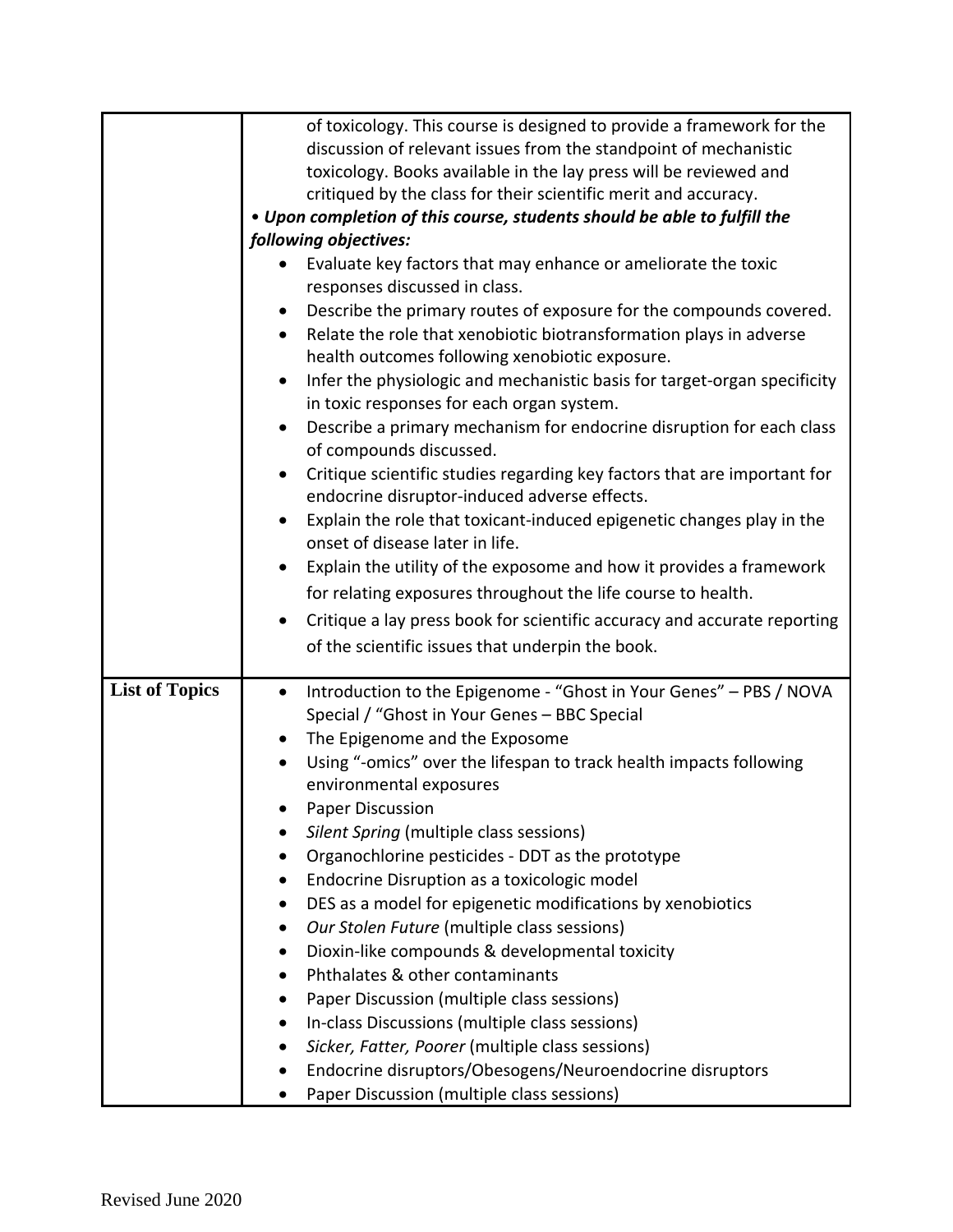| | |
|---|---|
| | of toxicology. This course is designed to provide a framework for the discussion of relevant issues from the standpoint of mechanistic toxicology. Books available in the lay press will be reviewed and critiqued by the class for their scientific merit and accuracy.<br>• ***Upon completion of this course, students should be able to fulfill the following objectives:***<br>• Evaluate key factors that may enhance or ameliorate the toxic responses discussed in class.<br>• Describe the primary routes of exposure for the compounds covered.<br>• Relate the role that xenobiotic biotransformation plays in adverse health outcomes following xenobiotic exposure.<br>• Infer the physiologic and mechanistic basis for target-organ specificity in toxic responses for each organ system.<br>• Describe a primary mechanism for endocrine disruption for each class of compounds discussed.<br>• Critique scientific studies regarding key factors that are important for endocrine disruptor-induced adverse effects.<br>• Explain the role that toxicant-induced epigenetic changes play in the onset of disease later in life.<br>• Explain the utility of the exposome and how it provides a framework for relating exposures throughout the life course to health.<br>• Critique a lay press book for scientific accuracy and accurate reporting of the scientific issues that underpin the book. |
| **List of Topics** | • Introduction to the Epigenome - "Ghost in Your Genes" – PBS / NOVA Special / "Ghost in Your Genes – BBC Special<br>• The Epigenome and the Exposome<br>• Using "-omics" over the lifespan to track health impacts following environmental exposures<br>• Paper Discussion<br>• *Silent Spring* (multiple class sessions)<br>• Organochlorine pesticides - DDT as the prototype<br>• Endocrine Disruption as a toxicologic model<br>• DES as a model for epigenetic modifications by xenobiotics<br>• *Our Stolen Future* (multiple class sessions)<br>• Dioxin-like compounds & developmental toxicity<br>• Phthalates & other contaminants<br>• Paper Discussion (multiple class sessions)<br>• In-class Discussions (multiple class sessions)<br>• *Sicker, Fatter, Poorer* (multiple class sessions)<br>• Endocrine disruptors/Obesogens/Neuroendocrine disruptors<br>• Paper Discussion (multiple class sessions) |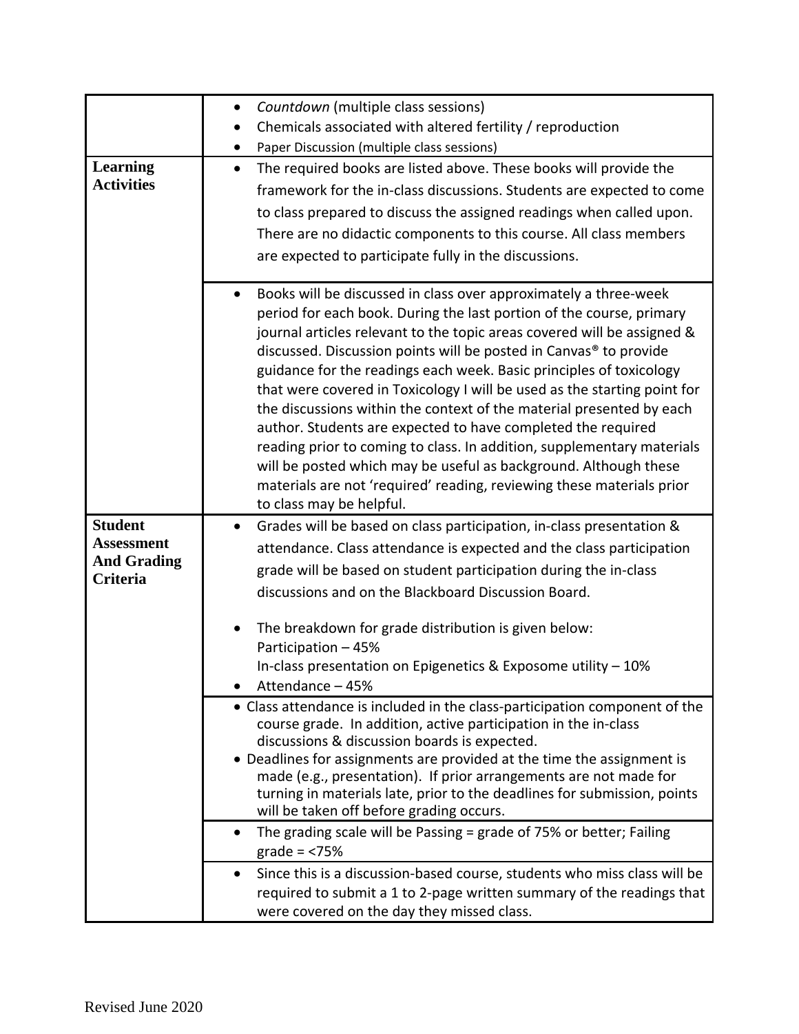| | |
|---|---|
| | • *Countdown* (multiple class sessions)<br>• Chemicals associated with altered fertility / reproduction<br>• Paper Discussion (multiple class sessions) |
| **Learning Activities** | • The required books are listed above. These books will provide the framework for the in-class discussions. Students are expected to come to class prepared to discuss the assigned readings when called upon. There are no didactic components to this course. All class members are expected to participate fully in the discussions. |
| | • Books will be discussed in class over approximately a three-week period for each book. During the last portion of the course, primary journal articles relevant to the topic areas covered will be assigned & discussed. Discussion points will be posted in Canvas® to provide guidance for the readings each week. Basic principles of toxicology that were covered in Toxicology I will be used as the starting point for the discussions within the context of the material presented by each author. Students are expected to have completed the required reading prior to coming to class. In addition, supplementary materials will be posted which may be useful as background. Although these materials are not 'required' reading, reviewing these materials prior to class may be helpful. |
| **Student Assessment And Grading Criteria** | • Grades will be based on class participation, in-class presentation & attendance. Class attendance is expected and the class participation grade will be based on student participation during the in-class discussions and on the Blackboard Discussion Board.<br><br>• The breakdown for grade distribution is given below:<br>Participation – 45%<br>In-class presentation on Epigenetics & Exposome utility – 10%<br>• Attendance – 45% |
| | • Class attendance is included in the class-participation component of the course grade. In addition, active participation in the in-class discussions & discussion boards is expected.<br>• Deadlines for assignments are provided at the time the assignment is made (e.g., presentation). If prior arrangements are not made for turning in materials late, prior to the deadlines for submission, points will be taken off before grading occurs. |
| | • The grading scale will be Passing = grade of 75% or better; Failing grade = <75% |
| | • Since this is a discussion-based course, students who miss class will be required to submit a 1 to 2-page written summary of the readings that were covered on the day they missed class. |

Revised June 2020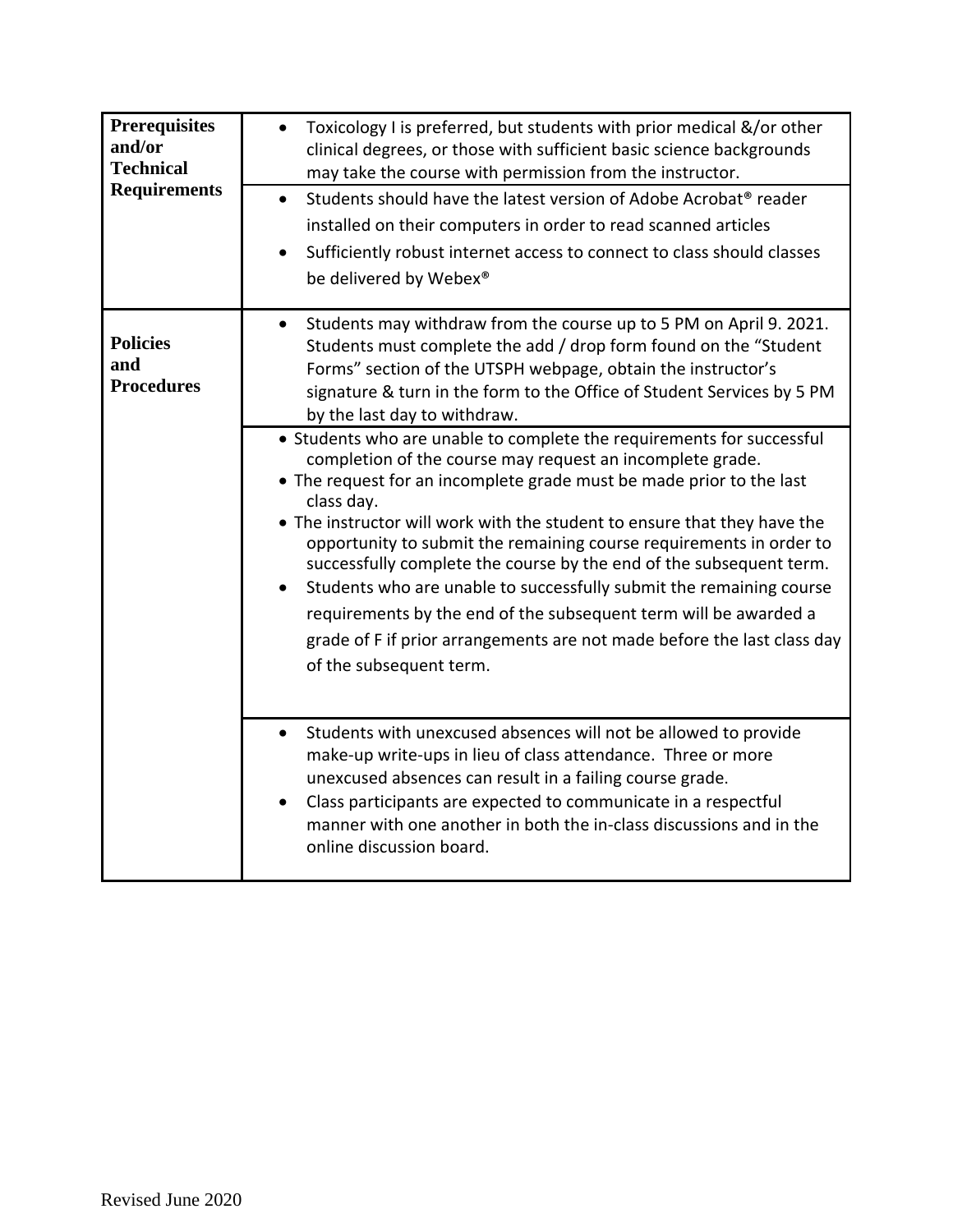| | |
|---|---|
| **Prerequisites and/or Technical Requirements** | • Toxicology I is preferred, but students with prior medical &/or other clinical degrees, or those with sufficient basic science backgrounds may take the course with permission from the instructor. |
| | • Students should have the latest version of Adobe Acrobat® reader installed on their computers in order to read scanned articles<br>• Sufficiently robust internet access to connect to class should classes be delivered by Webex® |
| **Policies and Procedures** | • Students may withdraw from the course up to 5 PM on April 9. 2021. Students must complete the add / drop form found on the "Student Forms" section of the UTSPH webpage, obtain the instructor's signature & turn in the form to the Office of Student Services by 5 PM by the last day to withdraw. |
| | • Students who are unable to complete the requirements for successful completion of the course may request an incomplete grade.<br>• The request for an incomplete grade must be made prior to the last class day.<br>• The instructor will work with the student to ensure that they have the opportunity to submit the remaining course requirements in order to successfully complete the course by the end of the subsequent term.<br>• Students who are unable to successfully submit the remaining course requirements by the end of the subsequent term will be awarded a grade of F if prior arrangements are not made before the last class day of the subsequent term. |
| | • Students with unexcused absences will not be allowed to provide make-up write-ups in lieu of class attendance. Three or more unexcused absences can result in a failing course grade.<br>• Class participants are expected to communicate in a respectful manner with one another in both the in-class discussions and in the online discussion board. |

Revised June 2020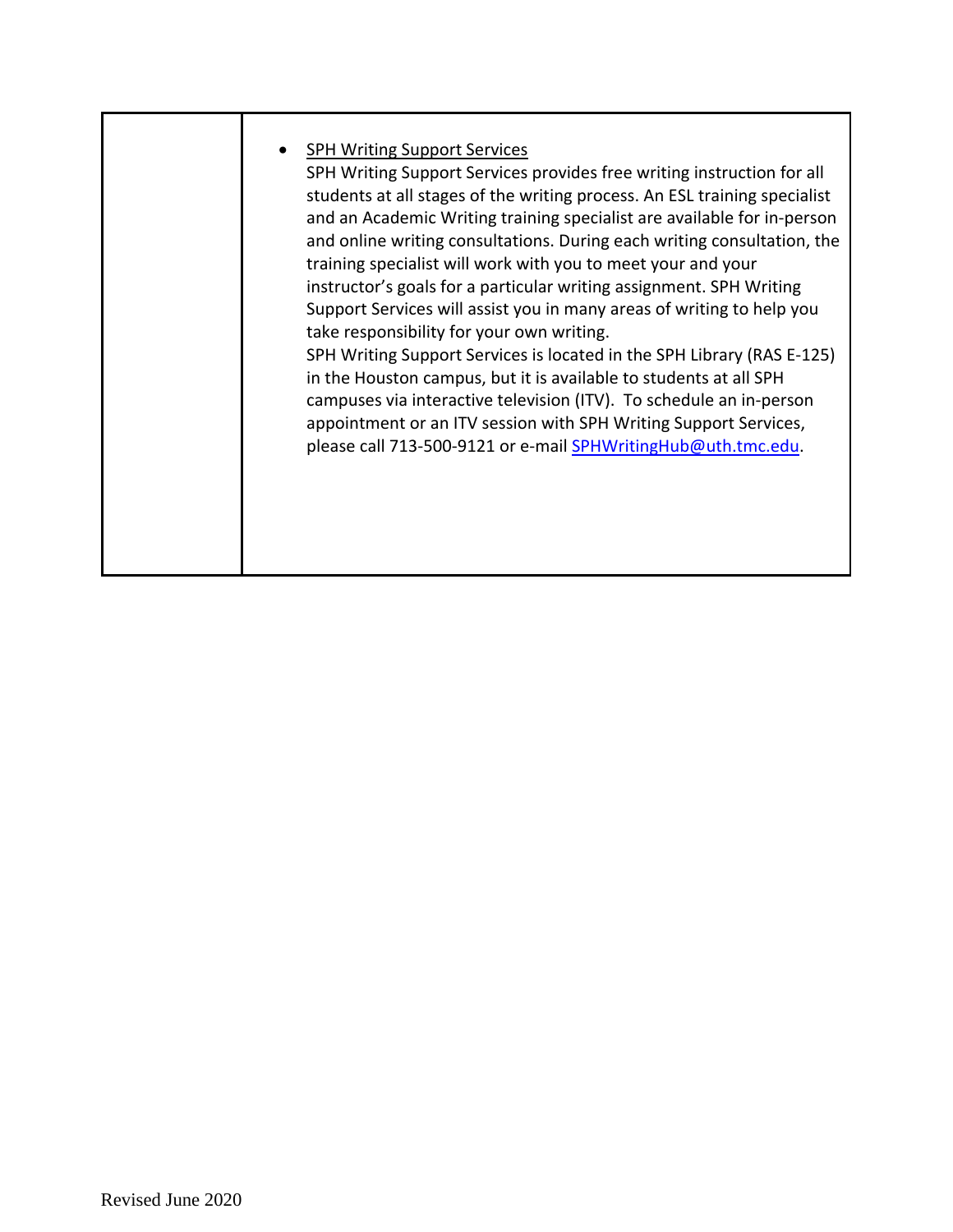| | |
|---|---|
| | • <u>SPH Writing Support Services</u><br>SPH Writing Support Services provides free writing instruction for all students at all stages of the writing process. An ESL training specialist and an Academic Writing training specialist are available for in-person and online writing consultations. During each writing consultation, the training specialist will work with you to meet your and your instructor's goals for a particular writing assignment. SPH Writing Support Services will assist you in many areas of writing to help you take responsibility for your own writing.<br>SPH Writing Support Services is located in the SPH Library (RAS E-125) in the Houston campus, but it is available to students at all SPH campuses via interactive television (ITV). To schedule an in-person appointment or an ITV session with SPH Writing Support Services, please call 713-500-9121 or e-mail SPHWritingHub@uth.tmc.edu. |

Revised June 2020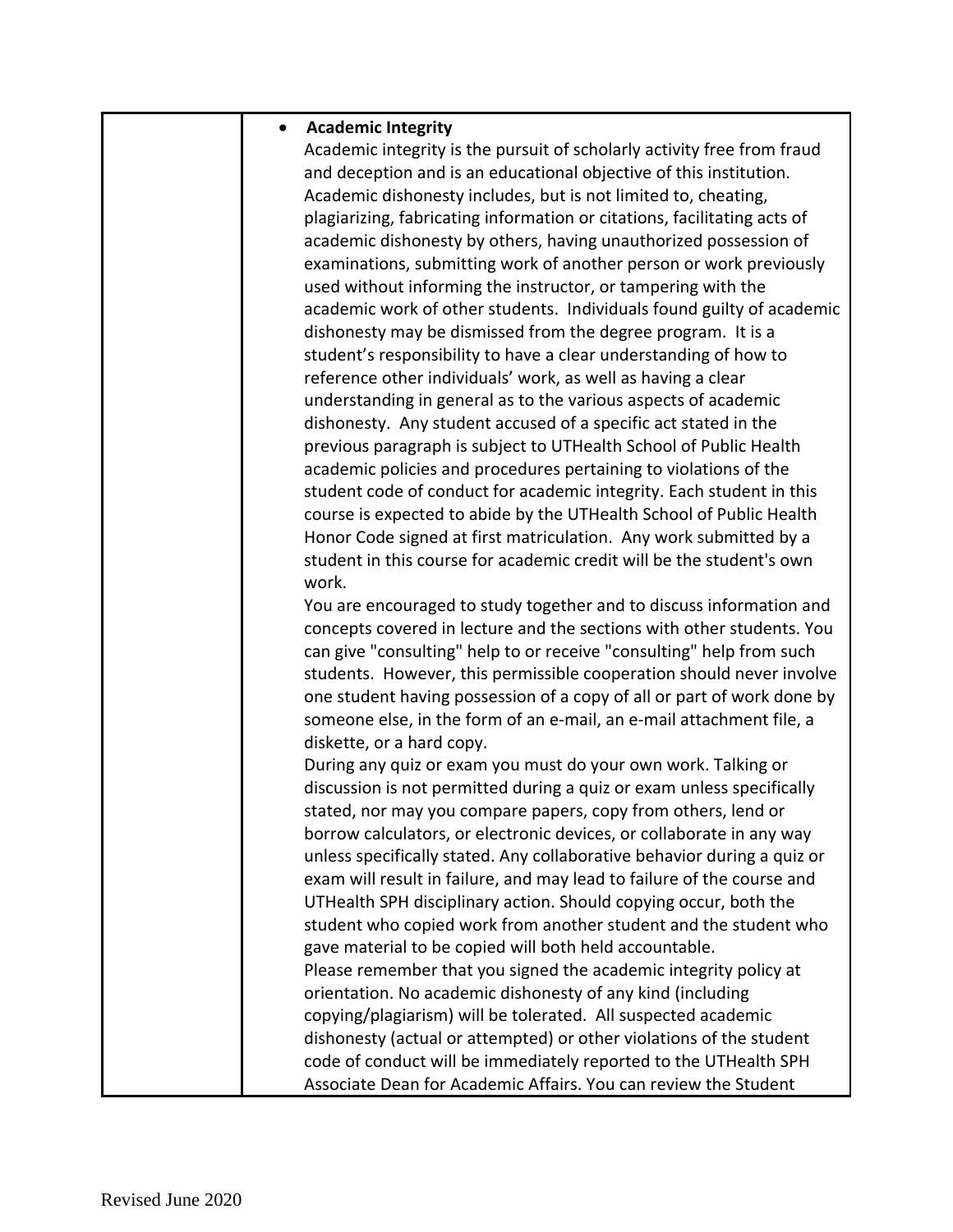| | • **Academic Integrity**<br>Academic integrity is the pursuit of scholarly activity free from fraud and deception and is an educational objective of this institution. Academic dishonesty includes, but is not limited to, cheating, plagiarizing, fabricating information or citations, facilitating acts of academic dishonesty by others, having unauthorized possession of examinations, submitting work of another person or work previously used without informing the instructor, or tampering with the academic work of other students. Individuals found guilty of academic dishonesty may be dismissed from the degree program. It is a student's responsibility to have a clear understanding of how to reference other individuals' work, as well as having a clear understanding in general as to the various aspects of academic dishonesty. Any student accused of a specific act stated in the previous paragraph is subject to UTHealth School of Public Health academic policies and procedures pertaining to violations of the student code of conduct for academic integrity. Each student in this course is expected to abide by the UTHealth School of Public Health Honor Code signed at first matriculation. Any work submitted by a student in this course for academic credit will be the student's own work.<br>You are encouraged to study together and to discuss information and concepts covered in lecture and the sections with other students. You can give "consulting" help to or receive "consulting" help from such students. However, this permissible cooperation should never involve one student having possession of a copy of all or part of work done by someone else, in the form of an e-mail, an e-mail attachment file, a diskette, or a hard copy.<br>During any quiz or exam you must do your own work. Talking or discussion is not permitted during a quiz or exam unless specifically stated, nor may you compare papers, copy from others, lend or borrow calculators, or electronic devices, or collaborate in any way unless specifically stated. Any collaborative behavior during a quiz or exam will result in failure, and may lead to failure of the course and UTHealth SPH disciplinary action. Should copying occur, both the student who copied work from another student and the student who gave material to be copied will both held accountable.<br>Please remember that you signed the academic integrity policy at orientation. No academic dishonesty of any kind (including copying/plagiarism) will be tolerated. All suspected academic dishonesty (actual or attempted) or other violations of the student code of conduct will be immediately reported to the UTHealth SPH Associate Dean for Academic Affairs. You can review the Student |
|---|---|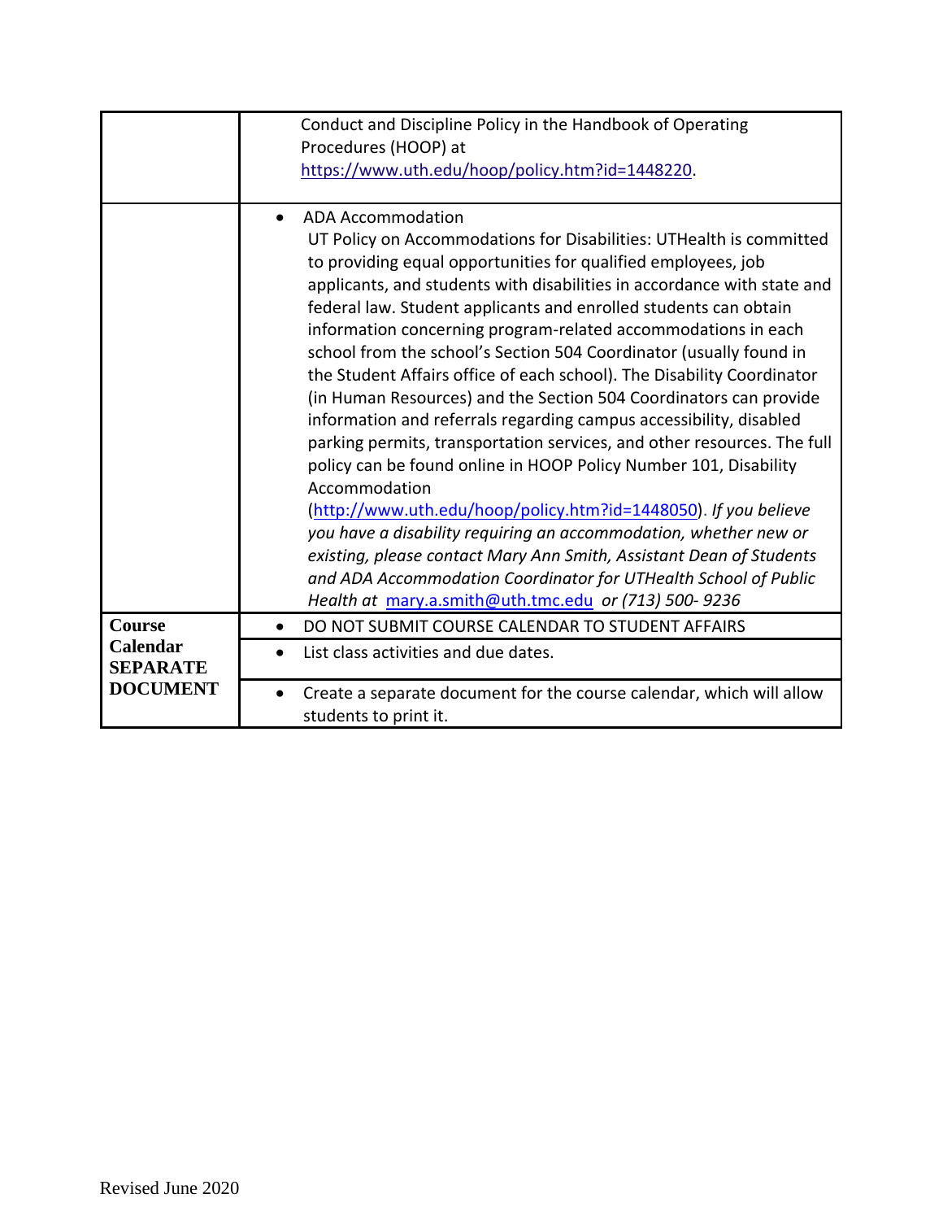| | |
|---|---|
| | Conduct and Discipline Policy in the Handbook of Operating Procedures (HOOP) at https://www.uth.edu/hoop/policy.htm?id=1448220. |
| | • ADA Accommodation<br>UT Policy on Accommodations for Disabilities: UTHealth is committed to providing equal opportunities for qualified employees, job applicants, and students with disabilities in accordance with state and federal law. Student applicants and enrolled students can obtain information concerning program-related accommodations in each school from the school's Section 504 Coordinator (usually found in the Student Affairs office of each school). The Disability Coordinator (in Human Resources) and the Section 504 Coordinators can provide information and referrals regarding campus accessibility, disabled parking permits, transportation services, and other resources. The full policy can be found online in HOOP Policy Number 101, Disability Accommodation (http://www.uth.edu/hoop/policy.htm?id=1448050). *If you believe you have a disability requiring an accommodation, whether new or existing, please contact Mary Ann Smith, Assistant Dean of Students and ADA Accommodation Coordinator for UTHealth School of Public Health at* mary.a.smith@uth.tmc.edu *or (713) 500- 9236* |
| **Course Calendar SEPARATE DOCUMENT** | • DO NOT SUBMIT COURSE CALENDAR TO STUDENT AFFAIRS |
| | • List class activities and due dates. |
| | • Create a separate document for the course calendar, which will allow students to print it. |

Revised June 2020